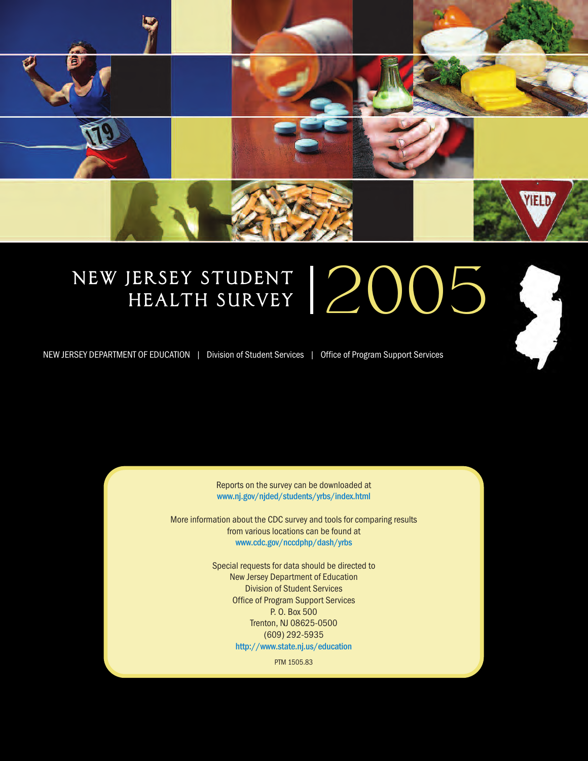# NEW JERSEY STUDENT HEALTH SURVEY | 2005

NEW JERSEY DEPARTMENT OF EDUCATION | Division of Student Services | Office of Program Support Services

Reports on the survey can be downloaded at
www.nj.gov/njded/students/yrbs/index.html

More information about the CDC survey and tools for comparing results from various locations can be found at
www.cdc.gov/nccdphp/dash/yrbs

Special requests for data should be directed to
New Jersey Department of Education
Division of Student Services
Office of Program Support Services
P. O. Box 500
Trenton, NJ 08625-0500
(609) 292-5935
http://www.state.nj.us/education

PTM 1505.83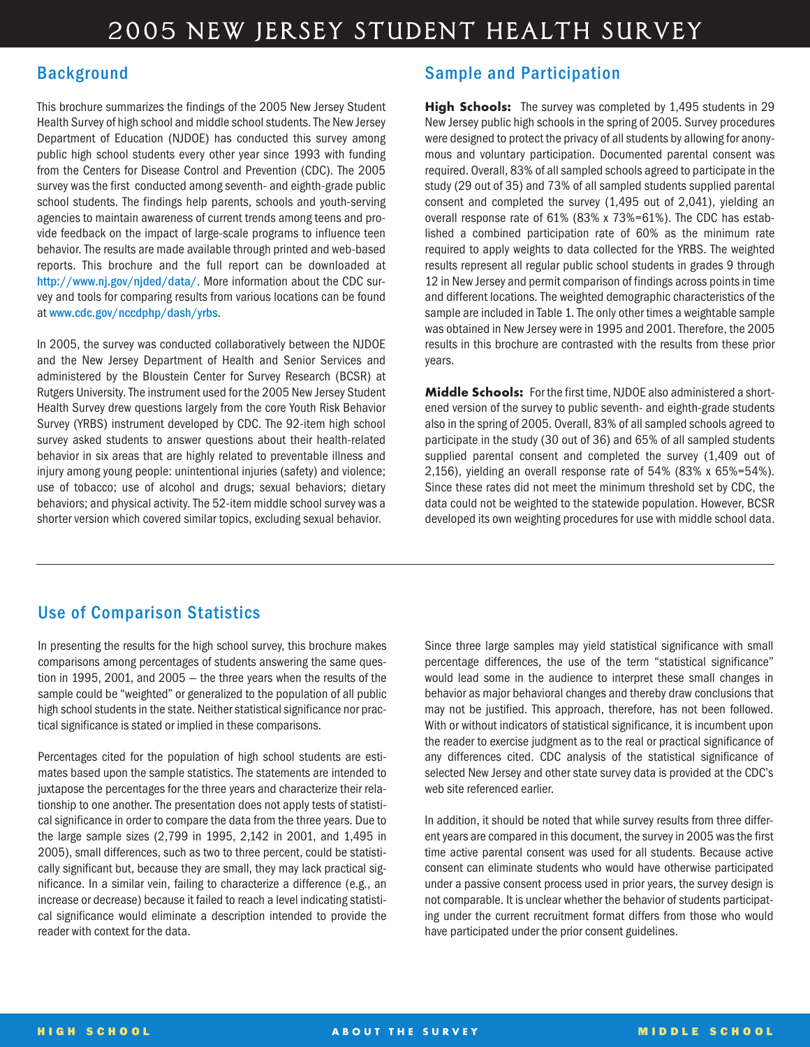# 2005 NEW JERSEY STUDENT HEALTH SURVEY

## Background

This brochure summarizes the findings of the 2005 New Jersey Student Health Survey of high school and middle school students. The New Jersey Department of Education (NJDOE) has conducted this survey among public high school students every other year since 1993 with funding from the Centers for Disease Control and Prevention (CDC). The 2005 survey was the first conducted among seventh- and eighth-grade public school students. The findings help parents, schools and youth-serving agencies to maintain awareness of current trends among teens and provide feedback on the impact of large-scale programs to influence teen behavior. The results are made available through printed and web-based reports. This brochure and the full report can be downloaded at http://www.nj.gov/njded/data/. More information about the CDC survey and tools for comparing results from various locations can be found at www.cdc.gov/nccdphp/dash/yrbs.

In 2005, the survey was conducted collaboratively between the NJDOE and the New Jersey Department of Health and Senior Services and administered by the Bloustein Center for Survey Research (BCSR) at Rutgers University. The instrument used for the 2005 New Jersey Student Health Survey drew questions largely from the core Youth Risk Behavior Survey (YRBS) instrument developed by CDC. The 92-item high school survey asked students to answer questions about their health-related behavior in six areas that are highly related to preventable illness and injury among young people: unintentional injuries (safety) and violence; use of tobacco; use of alcohol and drugs; sexual behaviors; dietary behaviors; and physical activity. The 52-item middle school survey was a shorter version which covered similar topics, excluding sexual behavior.

## Sample and Participation

**High Schools:** The survey was completed by 1,495 students in 29 New Jersey public high schools in the spring of 2005. Survey procedures were designed to protect the privacy of all students by allowing for anonymous and voluntary participation. Documented parental consent was required. Overall, 83% of all sampled schools agreed to participate in the study (29 out of 35) and 73% of all sampled students supplied parental consent and completed the survey (1,495 out of 2,041), yielding an overall response rate of 61% (83% x 73%=61%). The CDC has established a combined participation rate of 60% as the minimum rate required to apply weights to data collected for the YRBS. The weighted results represent all regular public school students in grades 9 through 12 in New Jersey and permit comparison of findings across points in time and different locations. The weighted demographic characteristics of the sample are included in Table 1. The only other times a weightable sample was obtained in New Jersey were in 1995 and 2001. Therefore, the 2005 results in this brochure are contrasted with the results from these prior years.

**Middle Schools:** For the first time, NJDOE also administered a shortened version of the survey to public seventh- and eighth-grade students also in the spring of 2005. Overall, 83% of all sampled schools agreed to participate in the study (30 out of 36) and 65% of all sampled students supplied parental consent and completed the survey (1,409 out of 2,156), yielding an overall response rate of 54% (83% x 65%=54%). Since these rates did not meet the minimum threshold set by CDC, the data could not be weighted to the statewide population. However, BCSR developed its own weighting procedures for use with middle school data.

## Use of Comparison Statistics

In presenting the results for the high school survey, this brochure makes comparisons among percentages of students answering the same question in 1995, 2001, and 2005 — the three years when the results of the sample could be "weighted" or generalized to the population of all public high school students in the state. Neither statistical significance nor practical significance is stated or implied in these comparisons.

Percentages cited for the population of high school students are estimates based upon the sample statistics. The statements are intended to juxtapose the percentages for the three years and characterize their relationship to one another. The presentation does not apply tests of statistical significance in order to compare the data from the three years. Due to the large sample sizes (2,799 in 1995, 2,142 in 2001, and 1,495 in 2005), small differences, such as two to three percent, could be statistically significant but, because they are small, they may lack practical significance. In a similar vein, failing to characterize a difference (e.g., an increase or decrease) because it failed to reach a level indicating statistical significance would eliminate a description intended to provide the reader with context for the data.

Since three large samples may yield statistical significance with small percentage differences, the use of the term "statistical significance" would lead some in the audience to interpret these small changes in behavior as major behavioral changes and thereby draw conclusions that may not be justified. This approach, therefore, has not been followed. With or without indicators of statistical significance, it is incumbent upon the reader to exercise judgment as to the real or practical significance of any differences cited. CDC analysis of the statistical significance of selected New Jersey and other state survey data is provided at the CDC's web site referenced earlier.

In addition, it should be noted that while survey results from three different years are compared in this document, the survey in 2005 was the first time active parental consent was used for all students. Because active consent can eliminate students who would have otherwise participated under a passive consent process used in prior years, the survey design is not comparable. It is unclear whether the behavior of students participating under the current recruitment format differs from those who would have participated under the prior consent guidelines.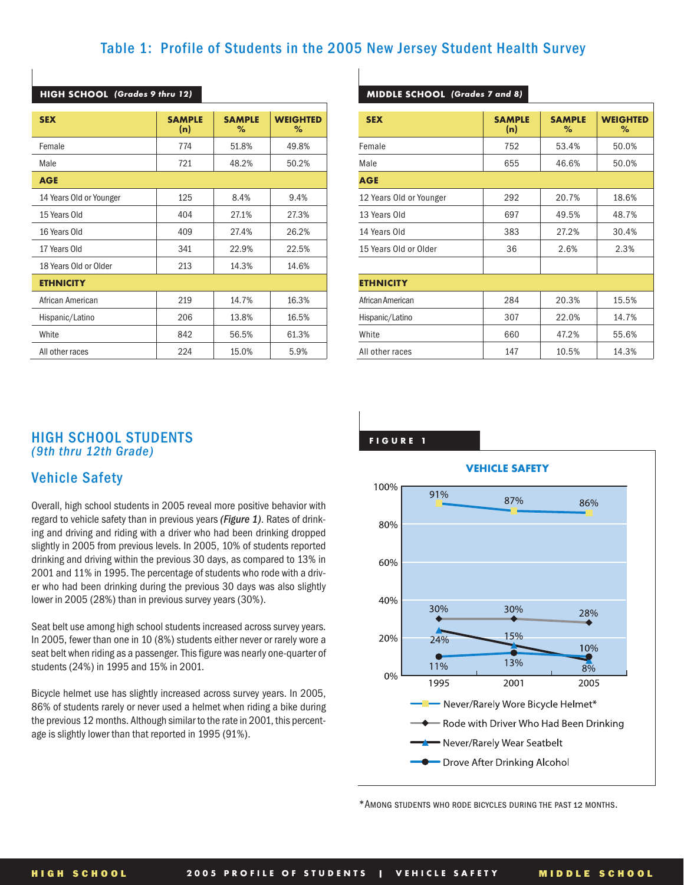# Table 1: Profile of Students in the 2005 New Jersey Student Health Survey

**HIGH SCHOOL** *(Grades 9 thru 12)*

| SEX | SAMPLE (n) | SAMPLE % | WEIGHTED % |
|---|---|---|---|
| Female | 774 | 51.8% | 49.8% |
| Male | 721 | 48.2% | 50.2% |
| **AGE** | | | |
| 14 Years Old or Younger | 125 | 8.4% | 9.4% |
| 15 Years Old | 404 | 27.1% | 27.3% |
| 16 Years Old | 409 | 27.4% | 26.2% |
| 17 Years Old | 341 | 22.9% | 22.5% |
| 18 Years Old or Older | 213 | 14.3% | 14.6% |
| **ETHNICITY** | | | |
| African American | 219 | 14.7% | 16.3% |
| Hispanic/Latino | 206 | 13.8% | 16.5% |
| White | 842 | 56.5% | 61.3% |
| All other races | 224 | 15.0% | 5.9% |

**MIDDLE SCHOOL** *(Grades 7 and 8)*

| SEX | SAMPLE (n) | SAMPLE % | WEIGHTED % |
|---|---|---|---|
| Female | 752 | 53.4% | 50.0% |
| Male | 655 | 46.6% | 50.0% |
| **AGE** | | | |
| 12 Years Old or Younger | 292 | 20.7% | 18.6% |
| 13 Years Old | 697 | 49.5% | 48.7% |
| 14 Years Old | 383 | 27.2% | 30.4% |
| 15 Years Old or Older | 36 | 2.6% | 2.3% |
| **ETHNICITY** | | | |
| African American | 284 | 20.3% | 15.5% |
| Hispanic/Latino | 307 | 22.0% | 14.7% |
| White | 660 | 47.2% | 55.6% |
| All other races | 147 | 10.5% | 14.3% |

## HIGH SCHOOL STUDENTS
*(9th thru 12th Grade)*

### Vehicle Safety

Overall, high school students in 2005 reveal more positive behavior with regard to vehicle safety than in previous years ***(Figure 1)***. Rates of drinking and driving and riding with a driver who had been drinking dropped slightly in 2005 from previous levels. In 2005, 10% of students reported drinking and driving within the previous 30 days, as compared to 13% in 2001 and 11% in 1995. The percentage of students who rode with a driver who had been drinking during the previous 30 days was also slightly lower in 2005 (28%) than in previous survey years (30%).

Seat belt use among high school students increased across survey years. In 2005, fewer than one in 10 (8%) students either never or rarely wore a seat belt when riding as a passenger. This figure was nearly one-quarter of students (24%) in 1995 and 15% in 2001.

Bicycle helmet use has slightly increased across survey years. In 2005, 86% of students rarely or never used a helmet when riding a bike during the previous 12 months. Although similar to the rate in 2001, this percentage is slightly lower than that reported in 1995 (91%).

**FIGURE 1**

**VEHICLE SAFETY**

| | 1995 | 2001 | 2005 |
|---|---|---|---|
| Never/Rarely Wore Bicycle Helmet* | 91% | 87% | 86% |
| Rode with Driver Who Had Been Drinking | 30% | 30% | 28% |
| Never/Rarely Wear Seatbelt | 24% | 15% | 8% |
| Drove After Drinking Alcohol | 11% | 13% | 10% |

*Among students who rode bicycles during the past 12 months.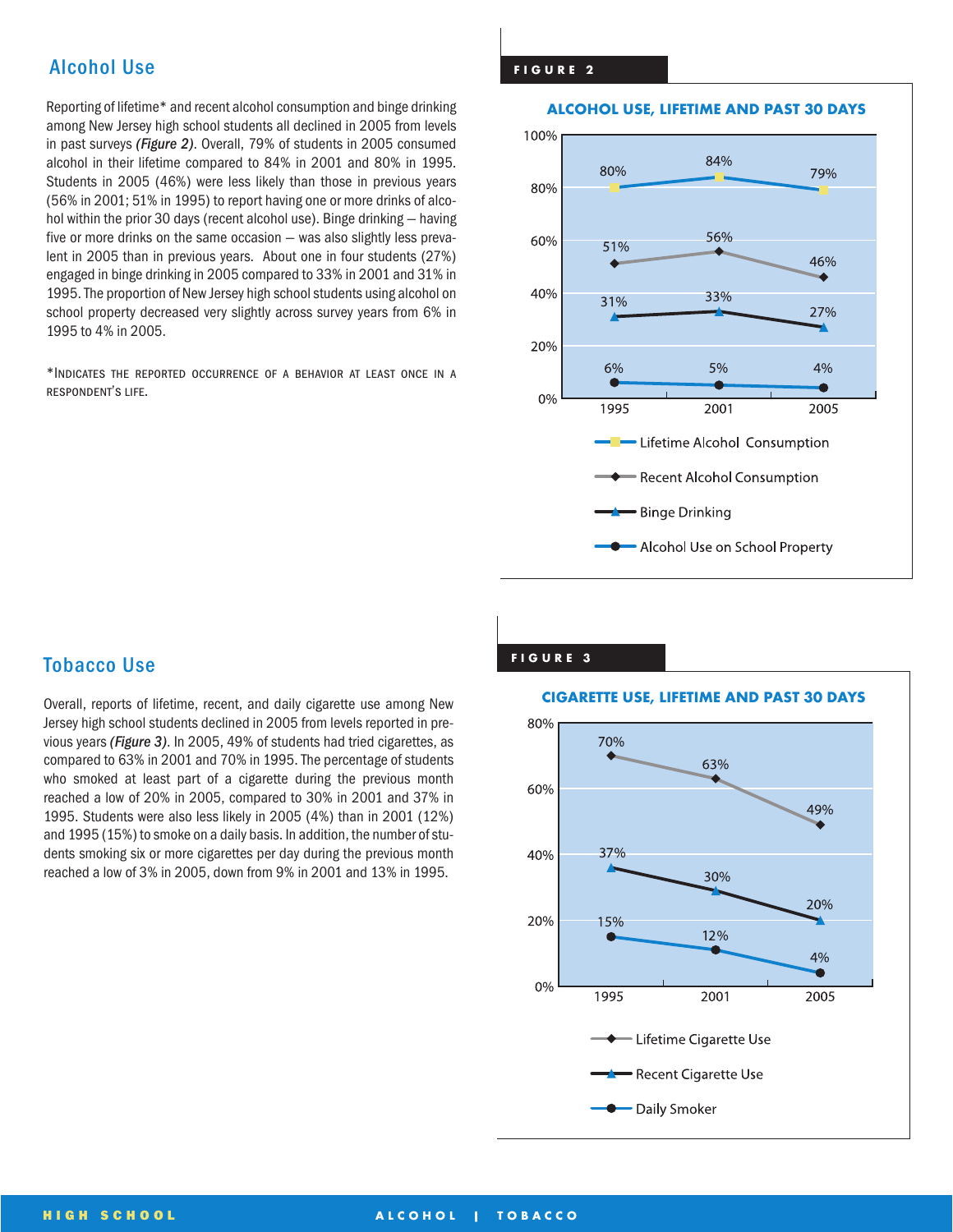## Alcohol Use

Reporting of lifetime* and recent alcohol consumption and binge drinking among New Jersey high school students all declined in 2005 from levels in past surveys ***(Figure 2)***. Overall, 79% of students in 2005 consumed alcohol in their lifetime compared to 84% in 2001 and 80% in 1995. Students in 2005 (46%) were less likely than those in previous years (56% in 2001; 51% in 1995) to report having one or more drinks of alcohol within the prior 30 days (recent alcohol use). Binge drinking – having five or more drinks on the same occasion – was also slightly less prevalent in 2005 than in previous years. About one in four students (27%) engaged in binge drinking in 2005 compared to 33% in 2001 and 31% in 1995. The proportion of New Jersey high school students using alcohol on school property decreased very slightly across survey years from 6% in 1995 to 4% in 2005.

*Indicates the reported occurrence of a behavior at least once in a respondent's life.

**FIGURE 2**

**ALCOHOL USE, LIFETIME AND PAST 30 DAYS**

| | 1995 | 2001 | 2005 |
|---|---|---|---|
| Lifetime Alcohol Consumption | 80% | 84% | 79% |
| Recent Alcohol Consumption | 51% | 56% | 46% |
| Binge Drinking | 31% | 33% | 27% |
| Alcohol Use on School Property | 6% | 5% | 4% |

## Tobacco Use

Overall, reports of lifetime, recent, and daily cigarette use among New Jersey high school students declined in 2005 from levels reported in previous years ***(Figure 3)***. In 2005, 49% of students had tried cigarettes, as compared to 63% in 2001 and 70% in 1995. The percentage of students who smoked at least part of a cigarette during the previous month reached a low of 20% in 2005, compared to 30% in 2001 and 37% in 1995. Students were also less likely in 2005 (4%) than in 2001 (12%) and 1995 (15%) to smoke on a daily basis. In addition, the number of students smoking six or more cigarettes per day during the previous month reached a low of 3% in 2005, down from 9% in 2001 and 13% in 1995.

**FIGURE 3**

**CIGARETTE USE, LIFETIME AND PAST 30 DAYS**

| | 1995 | 2001 | 2005 |
|---|---|---|---|
| Lifetime Cigarette Use | 70% | 63% | 49% |
| Recent Cigarette Use | 37% | 30% | 20% |
| Daily Smoker | 15% | 12% | 4% |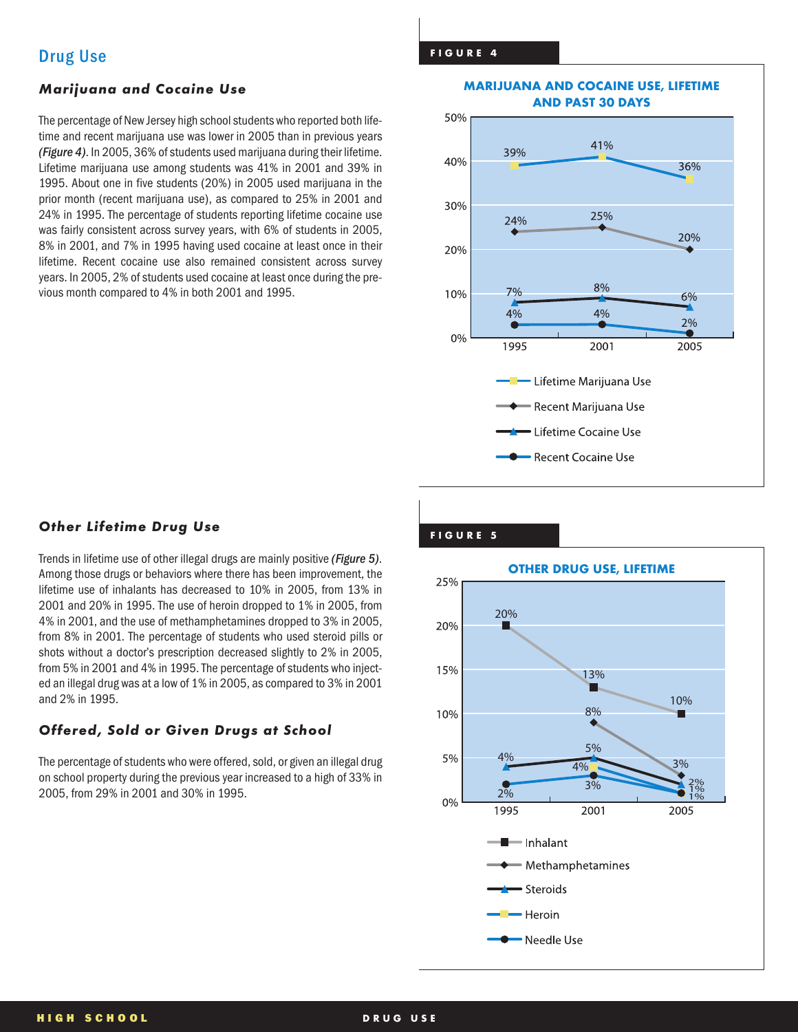## Drug Use

### *Marijuana and Cocaine Use*

The percentage of New Jersey high school students who reported both lifetime and recent marijuana use was lower in 2005 than in previous years *(Figure 4)*. In 2005, 36% of students used marijuana during their lifetime. Lifetime marijuana use among students was 41% in 2001 and 39% in 1995. About one in five students (20%) in 2005 used marijuana in the prior month (recent marijuana use), as compared to 25% in 2001 and 24% in 1995. The percentage of students reporting lifetime cocaine use was fairly consistent across survey years, with 6% of students in 2005, 8% in 2001, and 7% in 1995 having used cocaine at least once in their lifetime. Recent cocaine use also remained consistent across survey years. In 2005, 2% of students used cocaine at least once during the previous month compared to 4% in both 2001 and 1995.

**FIGURE 4**

**MARIJUANA AND COCAINE USE, LIFETIME AND PAST 30 DAYS**

| | 1995 | 2001 | 2005 |
|---|---|---|---|
| Lifetime Marijuana Use | 39% | 41% | 36% |
| Recent Marijuana Use | 24% | 25% | 20% |
| Lifetime Cocaine Use | 7% | 8% | 6% |
| Recent Cocaine Use | 4% | 4% | 2% |

### *Other Lifetime Drug Use*

Trends in lifetime use of other illegal drugs are mainly positive *(Figure 5)*. Among those drugs or behaviors where there has been improvement, the lifetime use of inhalants has decreased to 10% in 2005, from 13% in 2001 and 20% in 1995. The use of heroin dropped to 1% in 2005, from 4% in 2001, and the use of methamphetamines dropped to 3% in 2005, from 8% in 2001. The percentage of students who used steroid pills or shots without a doctor's prescription decreased slightly to 2% in 2005, from 5% in 2001 and 4% in 1995. The percentage of students who injected an illegal drug was at a low of 1% in 2005, as compared to 3% in 2001 and 2% in 1995.

### *Offered, Sold or Given Drugs at School*

The percentage of students who were offered, sold, or given an illegal drug on school property during the previous year increased to a high of 33% in 2005, from 29% in 2001 and 30% in 1995.

**FIGURE 5**

**OTHER DRUG USE, LIFETIME**

| | 1995 | 2001 | 2005 |
|---|---|---|---|
| Inhalant | 20% | 13% | 10% |
| Methamphetamines | | 8% | 3% |
| Steroids | 4% | 5% | 2% |
| Heroin | | 4% | 1% |
| Needle Use | 2% | 3% | 1% |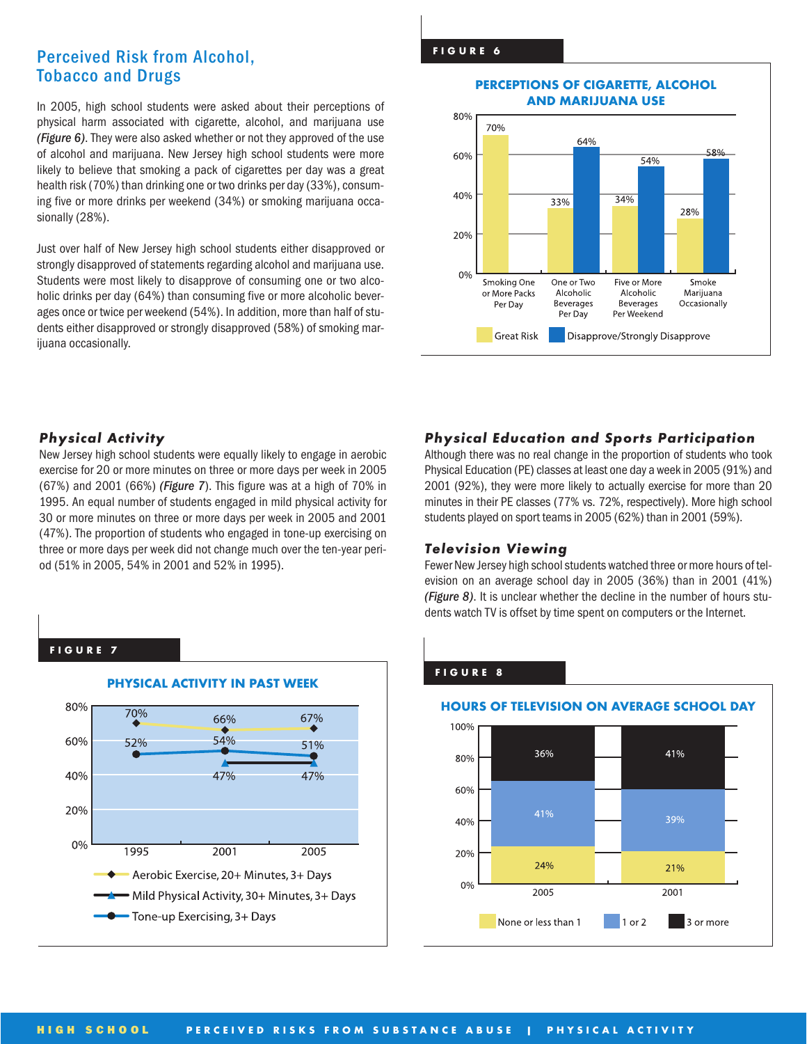## Perceived Risk from Alcohol, Tobacco and Drugs

In 2005, high school students were asked about their perceptions of physical harm associated with cigarette, alcohol, and marijuana use *(Figure 6)*. They were also asked whether or not they approved of the use of alcohol and marijuana. New Jersey high school students were more likely to believe that smoking a pack of cigarettes per day was a great health risk (70%) than drinking one or two drinks per day (33%), consuming five or more drinks per weekend (34%) or smoking marijuana occasionally (28%).

Just over half of New Jersey high school students either disapproved or strongly disapproved of statements regarding alcohol and marijuana use. Students were most likely to disapprove of consuming one or two alcoholic drinks per day (64%) than consuming five or more alcoholic beverages once or twice per weekend (54%). In addition, more than half of students either disapproved or strongly disapproved (58%) of smoking marijuana occasionally.

**FIGURE 6**

**PERCEPTIONS OF CIGARETTE, ALCOHOL AND MARIJUANA USE**

| | Great Risk | Disapprove/Strongly Disapprove |
|---|---|---|
| Smoking One or More Packs Per Day | 70% | |
| One or Two Alcoholic Beverages Per Day | 33% | 64% |
| Five or More Alcoholic Beverages Per Weekend | 34% | 54% |
| Smoke Marijuana Occasionally | 28% | 58% |

### *Physical Activity*

New Jersey high school students were equally likely to engage in aerobic exercise for 20 or more minutes on three or more days per week in 2005 (67%) and 2001 (66%) *(Figure 7)*. This figure was at a high of 70% in 1995. An equal number of students engaged in mild physical activity for 30 or more minutes on three or more days per week in 2005 and 2001 (47%). The proportion of students who engaged in tone-up exercising on three or more days per week did not change much over the ten-year period (51% in 2005, 54% in 2001 and 52% in 1995).

**FIGURE 7**

**PHYSICAL ACTIVITY IN PAST WEEK**

| | 1995 | 2001 | 2005 |
|---|---|---|---|
| Aerobic Exercise, 20+ Minutes, 3+ Days | 70% | 66% | 67% |
| Mild Physical Activity, 30+ Minutes, 3+ Days | | 47% | 47% |
| Tone-up Exercising, 3+ Days | 52% | 54% | 51% |

### *Physical Education and Sports Participation*

Although there was no real change in the proportion of students who took Physical Education (PE) classes at least one day a week in 2005 (91%) and 2001 (92%), they were more likely to actually exercise for more than 20 minutes in their PE classes (77% vs. 72%, respectively). More high school students played on sport teams in 2005 (62%) than in 2001 (59%).

### *Television Viewing*

Fewer New Jersey high school students watched three or more hours of television on an average school day in 2005 (36%) than in 2001 (41%) *(Figure 8)*. It is unclear whether the decline in the number of hours students watch TV is offset by time spent on computers or the Internet.

**FIGURE 8**

**HOURS OF TELEVISION ON AVERAGE SCHOOL DAY**

| | 2005 | 2001 |
|---|---|---|
| None or less than 1 | 24% | 21% |
| 1 or 2 | 41% | 39% |
| 3 or more | 36% | 41% |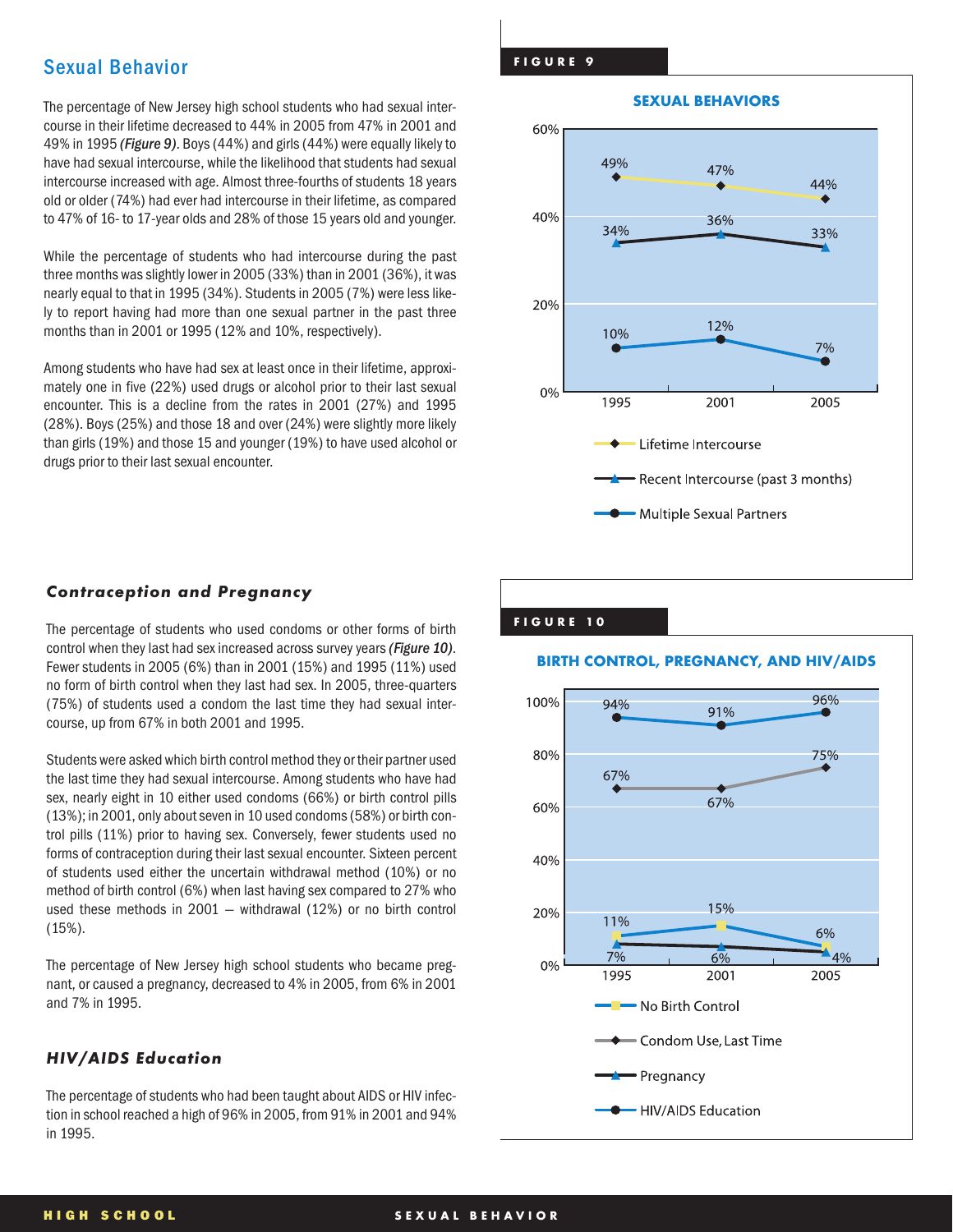## Sexual Behavior

The percentage of New Jersey high school students who had sexual intercourse in their lifetime decreased to 44% in 2005 from 47% in 2001 and 49% in 1995 ***(Figure 9)***. Boys (44%) and girls (44%) were equally likely to have had sexual intercourse, while the likelihood that students had sexual intercourse increased with age. Almost three-fourths of students 18 years old or older (74%) had ever had intercourse in their lifetime, as compared to 47% of 16- to 17-year olds and 28% of those 15 years old and younger.

While the percentage of students who had intercourse during the past three months was slightly lower in 2005 (33%) than in 2001 (36%), it was nearly equal to that in 1995 (34%). Students in 2005 (7%) were less likely to report having had more than one sexual partner in the past three months than in 2001 or 1995 (12% and 10%, respectively).

Among students who have had sex at least once in their lifetime, approximately one in five (22%) used drugs or alcohol prior to their last sexual encounter. This is a decline from the rates in 2001 (27%) and 1995 (28%). Boys (25%) and those 18 and over (24%) were slightly more likely than girls (19%) and those 15 and younger (19%) to have used alcohol or drugs prior to their last sexual encounter.

**FIGURE 9**

**SEXUAL BEHAVIORS**

| | 1995 | 2001 | 2005 |
|---|---|---|---|
| Lifetime Intercourse | 49% | 47% | 44% |
| Recent Intercourse (past 3 months) | 34% | 36% | 33% |
| Multiple Sexual Partners | 10% | 12% | 7% |

### *Contraception and Pregnancy*

The percentage of students who used condoms or other forms of birth control when they last had sex increased across survey years ***(Figure 10)***. Fewer students in 2005 (6%) than in 2001 (15%) and 1995 (11%) used no form of birth control when they last had sex. In 2005, three-quarters (75%) of students used a condom the last time they had sexual intercourse, up from 67% in both 2001 and 1995.

Students were asked which birth control method they or their partner used the last time they had sexual intercourse. Among students who have had sex, nearly eight in 10 either used condoms (66%) or birth control pills (13%); in 2001, only about seven in 10 used condoms (58%) or birth control pills (11%) prior to having sex. Conversely, fewer students used no forms of contraception during their last sexual encounter. Sixteen percent of students used either the uncertain withdrawal method (10%) or no method of birth control (6%) when last having sex compared to 27% who used these methods in 2001 — withdrawal (12%) or no birth control (15%).

The percentage of New Jersey high school students who became pregnant, or caused a pregnancy, decreased to 4% in 2005, from 6% in 2001 and 7% in 1995.

### *HIV/AIDS Education*

The percentage of students who had been taught about AIDS or HIV infection in school reached a high of 96% in 2005, from 91% in 2001 and 94% in 1995.

**FIGURE 10**

**BIRTH CONTROL, PREGNANCY, AND HIV/AIDS**

| | 1995 | 2001 | 2005 |
|---|---|---|---|
| No Birth Control | 11% | 15% | 6% |
| Condom Use, Last Time | 67% | 67% | 75% |
| Pregnancy | 7% | 6% | 4% |
| HIV/AIDS Education | 94% | 91% | 96% |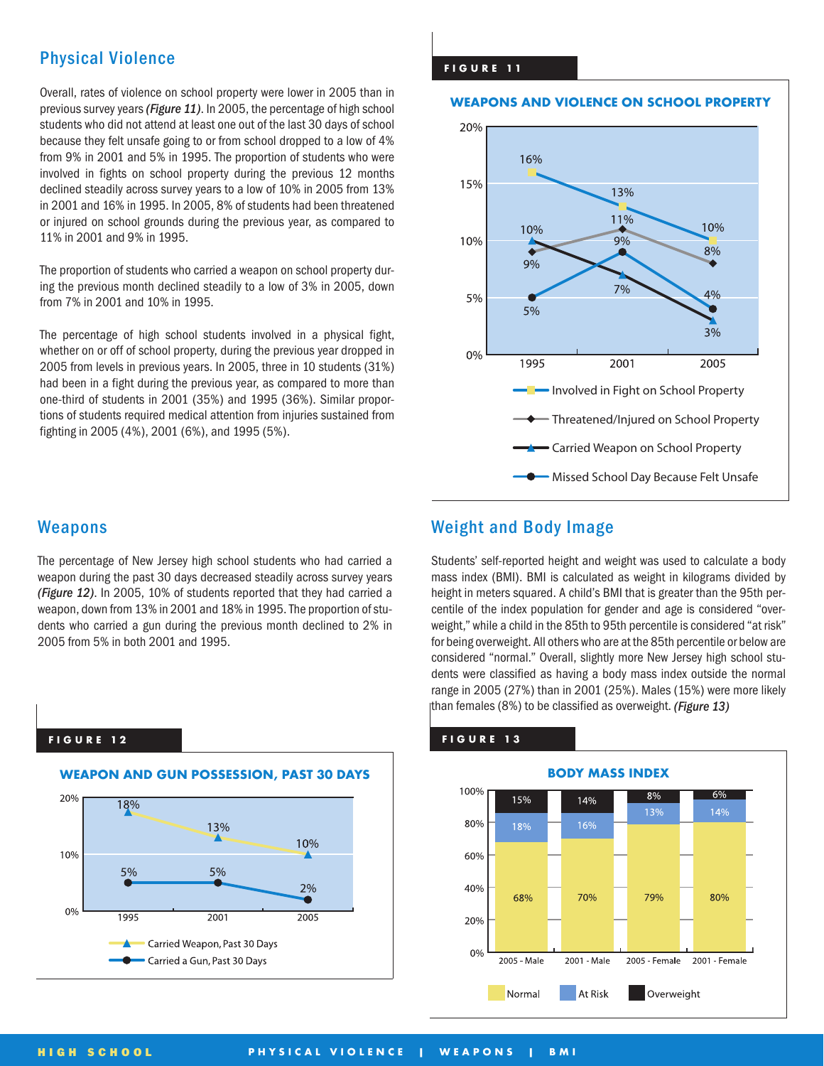## Physical Violence

Overall, rates of violence on school property were lower in 2005 than in previous survey years *(Figure 11)*. In 2005, the percentage of high school students who did not attend at least one out of the last 30 days of school because they felt unsafe going to or from school dropped to a low of 4% from 9% in 2001 and 5% in 1995. The proportion of students who were involved in fights on school property during the previous 12 months declined steadily across survey years to a low of 10% in 2005 from 13% in 2001 and 16% in 1995. In 2005, 8% of students had been threatened or injured on school grounds during the previous year, as compared to 11% in 2001 and 9% in 1995.

The proportion of students who carried a weapon on school property during the previous month declined steadily to a low of 3% in 2005, down from 7% in 2001 and 10% in 1995.

The percentage of high school students involved in a physical fight, whether on or off of school property, during the previous year dropped in 2005 from levels in previous years. In 2005, three in 10 students (31%) had been in a fight during the previous year, as compared to more than one-third of students in 2001 (35%) and 1995 (36%). Similar proportions of students required medical attention from injuries sustained from fighting in 2005 (4%), 2001 (6%), and 1995 (5%).

**FIGURE 11**

**WEAPONS AND VIOLENCE ON SCHOOL PROPERTY**

| | 1995 | 2001 | 2005 |
|---|---|---|---|
| Involved in Fight on School Property | 16% | 13% | 10% |
| Threatened/Injured on School Property | 9% | 11% | 8% |
| Carried Weapon on School Property | 10% | 7% | 3% |
| Missed School Day Because Felt Unsafe | 5% | 9% | 4% |

## Weapons

The percentage of New Jersey high school students who had carried a weapon during the past 30 days decreased steadily across survey years *(Figure 12)*. In 2005, 10% of students reported that they had carried a weapon, down from 13% in 2001 and 18% in 1995. The proportion of students who carried a gun during the previous month declined to 2% in 2005 from 5% in both 2001 and 1995.

**FIGURE 12**

**WEAPON AND GUN POSSESSION, PAST 30 DAYS**

| | 1995 | 2001 | 2005 |
|---|---|---|---|
| Carried Weapon, Past 30 Days | 18% | 13% | 10% |
| Carried a Gun, Past 30 Days | 5% | 5% | 2% |

## Weight and Body Image

Students' self-reported height and weight was used to calculate a body mass index (BMI). BMI is calculated as weight in kilograms divided by height in meters squared. A child's BMI that is greater than the 95th percentile of the index population for gender and age is considered "overweight," while a child in the 85th to 95th percentile is considered "at risk" for being overweight. All others who are at the 85th percentile or below are considered "normal." Overall, slightly more New Jersey high school students were classified as having a body mass index outside the normal range in 2005 (27%) than in 2001 (25%). Males (15%) were more likely than females (8%) to be classified as overweight. *(Figure 13)*

**FIGURE 13**

**BODY MASS INDEX**

| | 2005 - Male | 2001 - Male | 2005 - Female | 2001 - Female |
|---|---|---|---|---|
| Normal | 68% | 70% | 79% | 80% |
| At Risk | 18% | 16% | 13% | 14% |
| Overweight | 15% | 14% | 8% | 6% |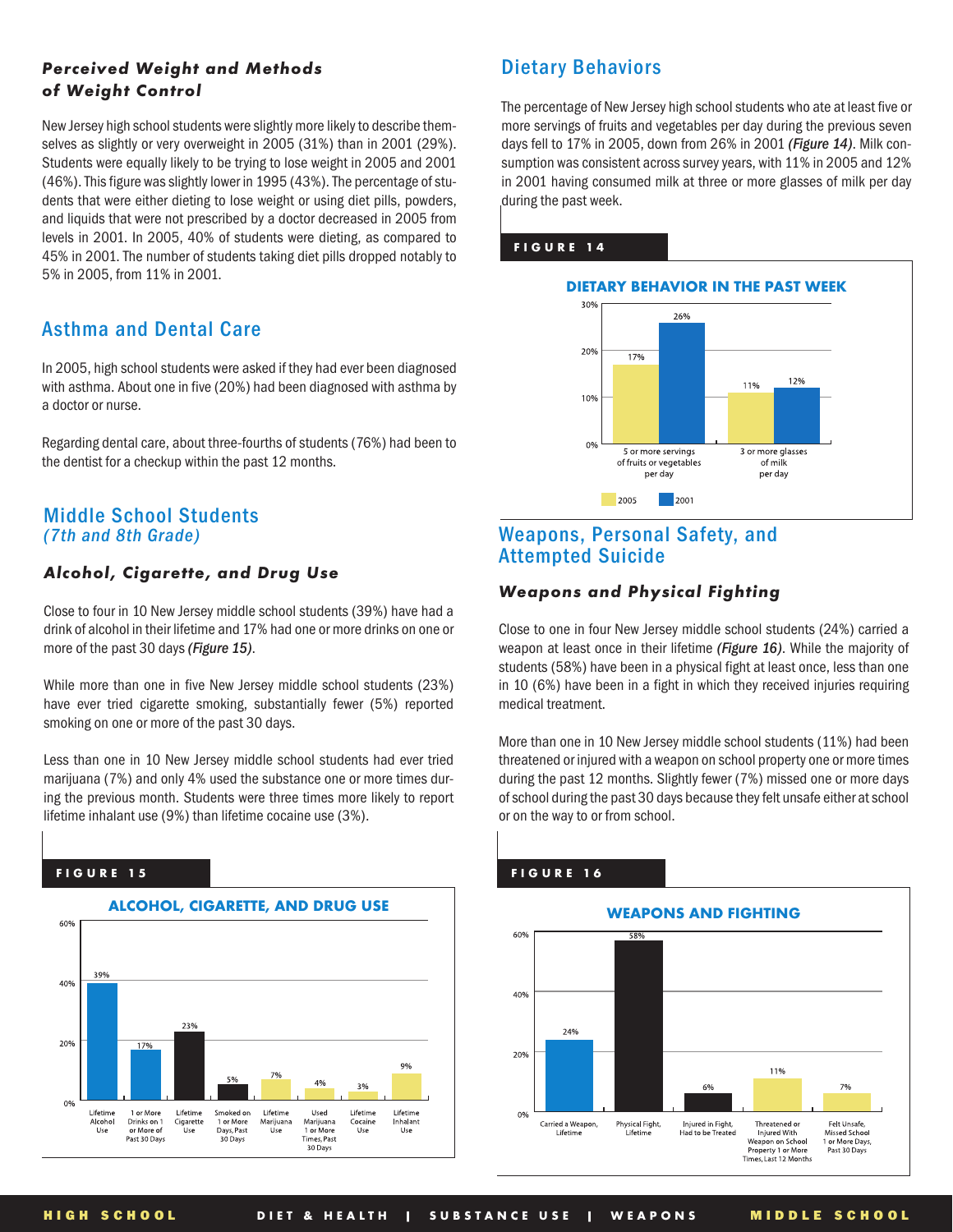### *Perceived Weight and Methods of Weight Control*

New Jersey high school students were slightly more likely to describe themselves as slightly or very overweight in 2005 (31%) than in 2001 (29%). Students were equally likely to be trying to lose weight in 2005 and 2001 (46%). This figure was slightly lower in 1995 (43%). The percentage of students that were either dieting to lose weight or using diet pills, powders, and liquids that were not prescribed by a doctor decreased in 2005 from levels in 2001. In 2005, 40% of students were dieting, as compared to 45% in 2001. The number of students taking diet pills dropped notably to 5% in 2005, from 11% in 2001.

## Asthma and Dental Care

In 2005, high school students were asked if they had ever been diagnosed with asthma. About one in five (20%) had been diagnosed with asthma by a doctor or nurse.

Regarding dental care, about three-fourths of students (76%) had been to the dentist for a checkup within the past 12 months.

## Dietary Behaviors

The percentage of New Jersey high school students who ate at least five or more servings of fruits and vegetables per day during the previous seven days fell to 17% in 2005, down from 26% in 2001 ***(Figure 14)***. Milk consumption was consistent across survey years, with 11% in 2005 and 12% in 2001 having consumed milk at three or more glasses of milk per day during the past week.

**FIGURE 14**

**DIETARY BEHAVIOR IN THE PAST WEEK**

| | 2005 | 2001 |
|---|---|---|
| 5 or more servings of fruits or vegetables per day | 17% | 26% |
| 3 or more glasses of milk per day | 11% | 12% |

## Middle School Students
## *(7th and 8th Grade)*

### *Alcohol, Cigarette, and Drug Use*

Close to four in 10 New Jersey middle school students (39%) have had a drink of alcohol in their lifetime and 17% had one or more drinks on one or more of the past 30 days ***(Figure 15)***.

While more than one in five New Jersey middle school students (23%) have ever tried cigarette smoking, substantially fewer (5%) reported smoking on one or more of the past 30 days.

Less than one in 10 New Jersey middle school students had ever tried marijuana (7%) and only 4% used the substance one or more times during the previous month. Students were three times more likely to report lifetime inhalant use (9%) than lifetime cocaine use (3%).

**FIGURE 15**

**ALCOHOL, CIGARETTE, AND DRUG USE**

| Behavior | Percent |
|---|---|
| Lifetime Alcohol Use | 39% |
| 1 or More Drinks on 1 or More of Past 30 Days | 17% |
| Lifetime Cigarette Use | 23% |
| Smoked on 1 or More Days, Past 30 Days | 5% |
| Lifetime Marijuana Use | 7% |
| Used Marijuana 1 or More Times, Past 30 Days | 4% |
| Lifetime Cocaine Use | 3% |
| Lifetime Inhalant Use | 9% |

## Weapons, Personal Safety, and Attempted Suicide

### *Weapons and Physical Fighting*

Close to one in four New Jersey middle school students (24%) carried a weapon at least once in their lifetime ***(Figure 16)***. While the majority of students (58%) have been in a physical fight at least once, less than one in 10 (6%) have been in a fight in which they received injuries requiring medical treatment.

More than one in 10 New Jersey middle school students (11%) had been threatened or injured with a weapon on school property one or more times during the past 12 months. Slightly fewer (7%) missed one or more days of school during the past 30 days because they felt unsafe either at school or on the way to or from school.

**FIGURE 16**

**WEAPONS AND FIGHTING**

| Behavior | Percent |
|---|---|
| Carried a Weapon, Lifetime | 24% |
| Physical Fight, Lifetime | 58% |
| Injured in Fight, Had to be Treated | 6% |
| Threatened or Injured With Weapon on School Property 1 or More Times, Last 12 Months | 11% |
| Felt Unsafe, Missed School 1 or More Days, Past 30 Days | 7% |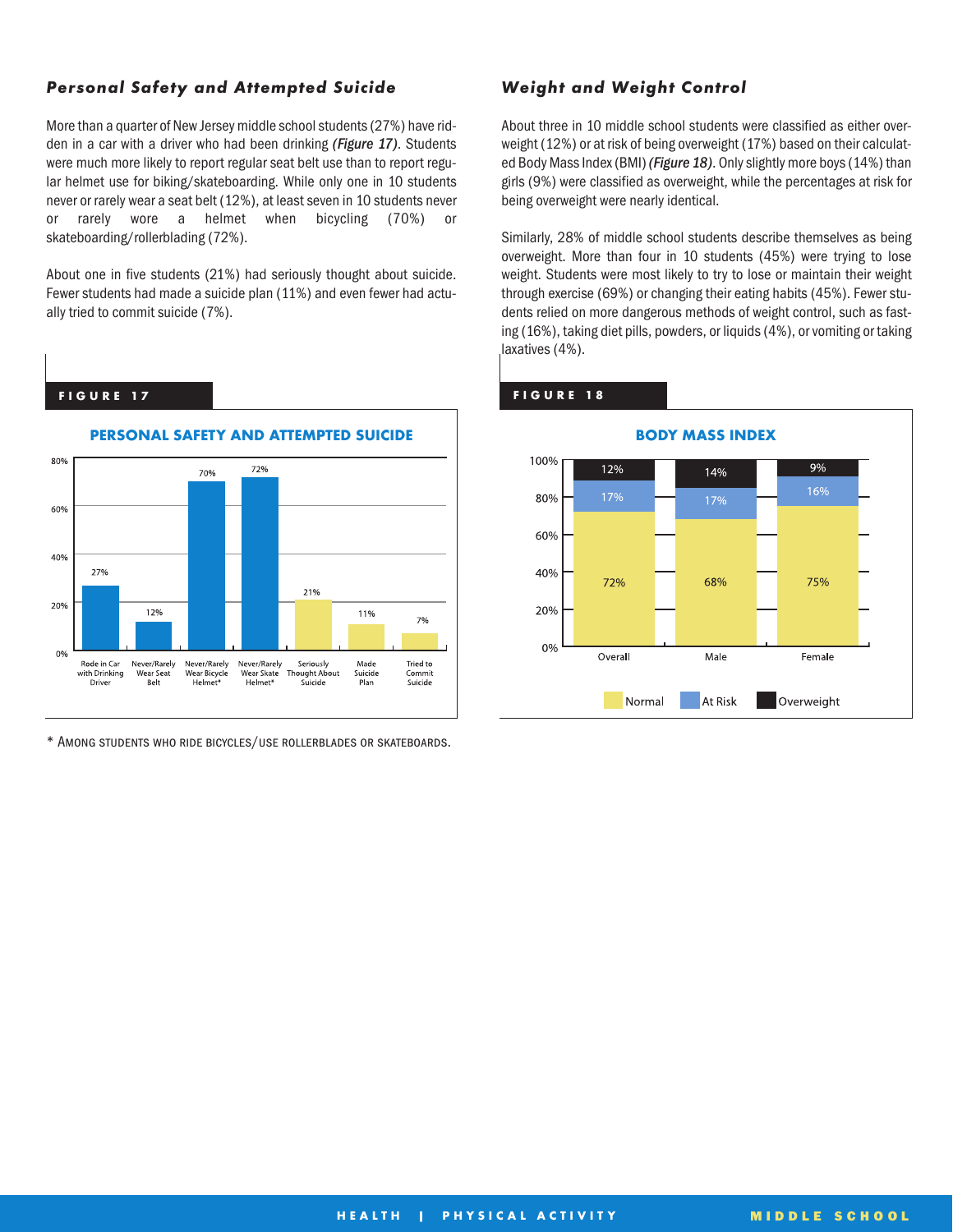### *Personal Safety and Attempted Suicide*

More than a quarter of New Jersey middle school students (27%) have ridden in a car with a driver who had been drinking ***(Figure 17)***. Students were much more likely to report regular seat belt use than to report regular helmet use for biking/skateboarding. While only one in 10 students never or rarely wear a seat belt (12%), at least seven in 10 students never or rarely wore a helmet when bicycling (70%) or skateboarding/rollerblading (72%).

About one in five students (21%) had seriously thought about suicide. Fewer students had made a suicide plan (11%) and even fewer had actually tried to commit suicide (7%).

**FIGURE 17**

**PERSONAL SAFETY AND ATTEMPTED SUICIDE**

| Rode in Car with Drinking Driver | Never/Rarely Wear Seat Belt | Never/Rarely Wear Bicycle Helmet* | Never/Rarely Wear Skate Helmet* | Seriously Thought About Suicide | Made Suicide Plan | Tried to Commit Suicide |
|---|---|---|---|---|---|---|
| 27% | 12% | 70% | 72% | 21% | 11% | 7% |

* Among students who ride bicycles/use rollerblades or skateboards.

### *Weight and Weight Control*

About three in 10 middle school students were classified as either overweight (12%) or at risk of being overweight (17%) based on their calculated Body Mass Index (BMI) ***(Figure 18)***. Only slightly more boys (14%) than girls (9%) were classified as overweight, while the percentages at risk for being overweight were nearly identical.

Similarly, 28% of middle school students describe themselves as being overweight. More than four in 10 students (45%) were trying to lose weight. Students were most likely to try to lose or maintain their weight through exercise (69%) or changing their eating habits (45%). Fewer students relied on more dangerous methods of weight control, such as fasting (16%), taking diet pills, powders, or liquids (4%), or vomiting or taking laxatives (4%).

**FIGURE 18**

**BODY MASS INDEX**

| | Overall | Male | Female |
|---|---|---|---|
| Overweight | 12% | 14% | 9% |
| At Risk | 17% | 17% | 16% |
| Normal | 72% | 68% | 75% |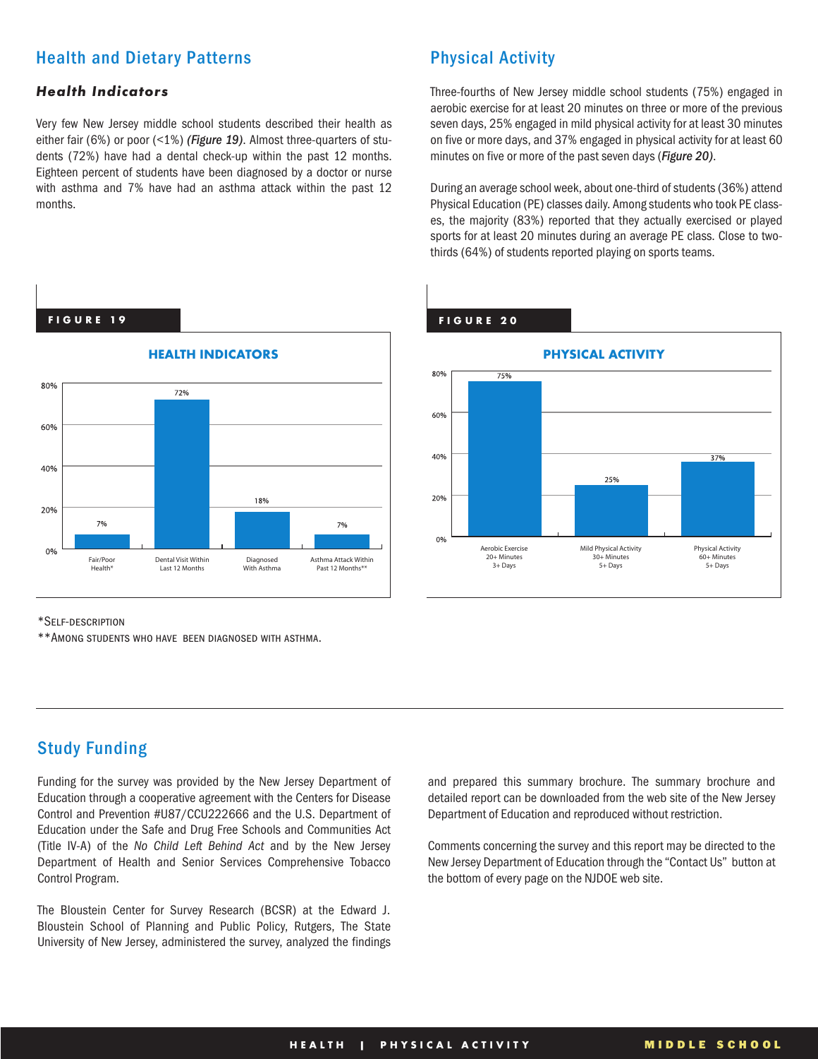## Health and Dietary Patterns

### *Health Indicators*

Very few New Jersey middle school students described their health as either fair (6%) or poor (<1%) ***(Figure 19)***. Almost three-quarters of students (72%) have had a dental check-up within the past 12 months. Eighteen percent of students have been diagnosed by a doctor or nurse with asthma and 7% have had an asthma attack within the past 12 months.

**FIGURE 19**

**HEALTH INDICATORS**

80%
60%
40%
20%
0%

7% Fair/Poor Health*
72% Dental Visit Within Last 12 Months
18% Diagnosed With Asthma
7% Asthma Attack Within Past 12 Months**

*Self-description

**Among students who have been diagnosed with asthma.

## Physical Activity

Three-fourths of New Jersey middle school students (75%) engaged in aerobic exercise for at least 20 minutes on three or more of the previous seven days, 25% engaged in mild physical activity for at least 30 minutes on five or more days, and 37% engaged in physical activity for at least 60 minutes on five or more of the past seven days (***Figure 20)***.

During an average school week, about one-third of students (36%) attend Physical Education (PE) classes daily. Among students who took PE classes, the majority (83%) reported that they actually exercised or played sports for at least 20 minutes during an average PE class. Close to two-thirds (64%) of students reported playing on sports teams.

**FIGURE 20**

**PHYSICAL ACTIVITY**

80%
60%
40%
20%
0%

75% Aerobic Exercise 20+ Minutes 3+ Days
25% Mild Physical Activity 30+ Minutes 5+ Days
37% Physical Activity 60+ Minutes 5+ Days

## Study Funding

Funding for the survey was provided by the New Jersey Department of Education through a cooperative agreement with the Centers for Disease Control and Prevention #U87/CCU222666 and the U.S. Department of Education under the Safe and Drug Free Schools and Communities Act (Title IV-A) of the *No Child Left Behind Act* and by the New Jersey Department of Health and Senior Services Comprehensive Tobacco Control Program.

The Bloustein Center for Survey Research (BCSR) at the Edward J. Bloustein School of Planning and Public Policy, Rutgers, The State University of New Jersey, administered the survey, analyzed the findings and prepared this summary brochure. The summary brochure and detailed report can be downloaded from the web site of the New Jersey Department of Education and reproduced without restriction.

Comments concerning the survey and this report may be directed to the New Jersey Department of Education through the "Contact Us" button at the bottom of every page on the NJDOE web site.